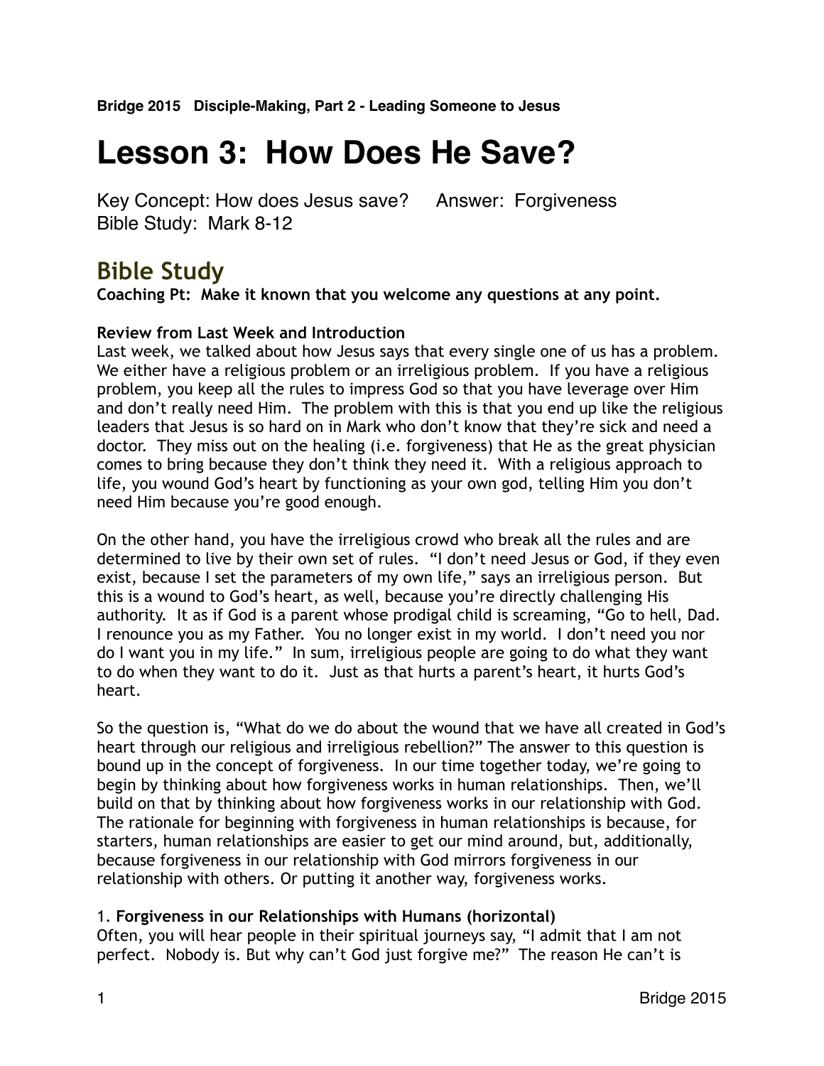**Bridge 2015   Disciple-Making, Part 2 - Leading Someone to Jesus**

# Lesson 3:  How Does He Save?

Key Concept: How does Jesus save?     Answer:  Forgiveness
Bible Study:  Mark 8-12

## Bible Study

**Coaching Pt:  Make it known that you welcome any questions at any point.**

**Review from Last Week and Introduction**

Last week, we talked about how Jesus says that every single one of us has a problem. We either have a religious problem or an irreligious problem.  If you have a religious problem, you keep all the rules to impress God so that you have leverage over Him and don't really need Him.  The problem with this is that you end up like the religious leaders that Jesus is so hard on in Mark who don't know that they're sick and need a doctor.  They miss out on the healing (i.e. forgiveness) that He as the great physician comes to bring because they don't think they need it.  With a religious approach to life, you wound God's heart by functioning as your own god, telling Him you don't need Him because you're good enough.

On the other hand, you have the irreligious crowd who break all the rules and are determined to live by their own set of rules.  "I don't need Jesus or God, if they even exist, because I set the parameters of my own life," says an irreligious person.  But this is a wound to God's heart, as well, because you're directly challenging His authority.  It as if God is a parent whose prodigal child is screaming, "Go to hell, Dad. I renounce you as my Father.  You no longer exist in my world.  I don't need you nor do I want you in my life."  In sum, irreligious people are going to do what they want to do when they want to do it.  Just as that hurts a parent's heart, it hurts God's heart.

So the question is, "What do we do about the wound that we have all created in God's heart through our religious and irreligious rebellion?" The answer to this question is bound up in the concept of forgiveness.  In our time together today, we're going to begin by thinking about how forgiveness works in human relationships.  Then, we'll build on that by thinking about how forgiveness works in our relationship with God. The rationale for beginning with forgiveness in human relationships is because, for starters, human relationships are easier to get our mind around, but, additionally, because forgiveness in our relationship with God mirrors forgiveness in our relationship with others. Or putting it another way, forgiveness works.

1. **Forgiveness in our Relationships with Humans (horizontal)**

Often, you will hear people in their spiritual journeys say, "I admit that I am not perfect.  Nobody is. But why can't God just forgive me?"  The reason He can't is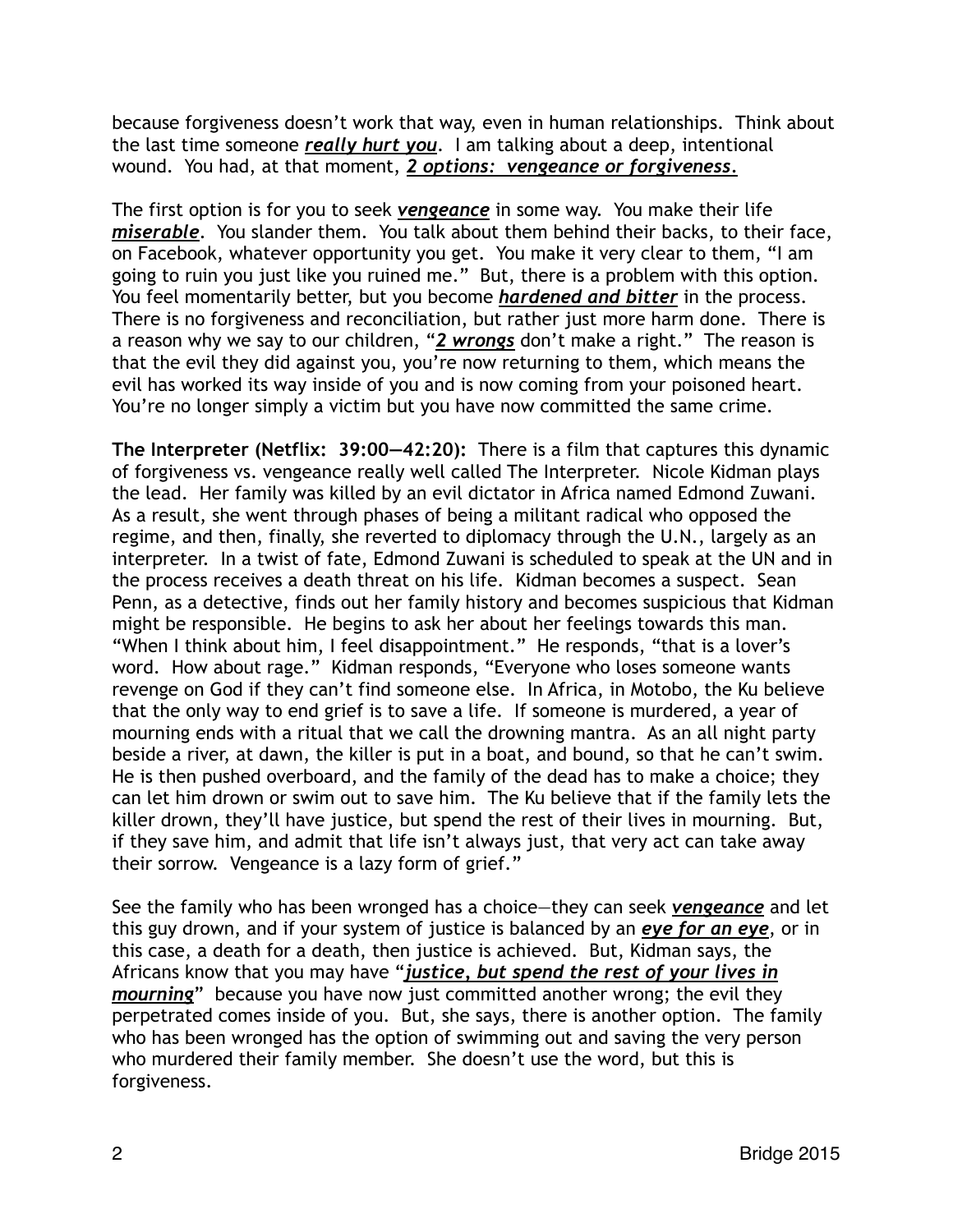because forgiveness doesn't work that way, even in human relationships. Think about the last time someone ***really hurt you***. I am talking about a deep, intentional wound. You had, at that moment, ***2 options: vengeance or forgiveness***.

The first option is for you to seek ***vengeance*** in some way. You make their life ***miserable***. You slander them. You talk about them behind their backs, to their face, on Facebook, whatever opportunity you get. You make it very clear to them, "I am going to ruin you just like you ruined me." But, there is a problem with this option. You feel momentarily better, but you become ***hardened and bitter*** in the process. There is no forgiveness and reconciliation, but rather just more harm done. There is a reason why we say to our children, "***2 wrongs*** don't make a right." The reason is that the evil they did against you, you're now returning to them, which means the evil has worked its way inside of you and is now coming from your poisoned heart. You're no longer simply a victim but you have now committed the same crime.

**The Interpreter (Netflix: 39:00—42:20):** There is a film that captures this dynamic of forgiveness vs. vengeance really well called The Interpreter. Nicole Kidman plays the lead. Her family was killed by an evil dictator in Africa named Edmond Zuwani. As a result, she went through phases of being a militant radical who opposed the regime, and then, finally, she reverted to diplomacy through the U.N., largely as an interpreter. In a twist of fate, Edmond Zuwani is scheduled to speak at the UN and in the process receives a death threat on his life. Kidman becomes a suspect. Sean Penn, as a detective, finds out her family history and becomes suspicious that Kidman might be responsible. He begins to ask her about her feelings towards this man. "When I think about him, I feel disappointment." He responds, "that is a lover's word. How about rage." Kidman responds, "Everyone who loses someone wants revenge on God if they can't find someone else. In Africa, in Motobo, the Ku believe that the only way to end grief is to save a life. If someone is murdered, a year of mourning ends with a ritual that we call the drowning mantra. As an all night party beside a river, at dawn, the killer is put in a boat, and bound, so that he can't swim. He is then pushed overboard, and the family of the dead has to make a choice; they can let him drown or swim out to save him. The Ku believe that if the family lets the killer drown, they'll have justice, but spend the rest of their lives in mourning. But, if they save him, and admit that life isn't always just, that very act can take away their sorrow. Vengeance is a lazy form of grief."

See the family who has been wronged has a choice—they can seek ***vengeance*** and let this guy drown, and if your system of justice is balanced by an ***eye for an eye***, or in this case, a death for a death, then justice is achieved. But, Kidman says, the Africans know that you may have "***justice, but spend the rest of your lives in mourning***" because you have now just committed another wrong; the evil they perpetrated comes inside of you. But, she says, there is another option. The family who has been wronged has the option of swimming out and saving the very person who murdered their family member. She doesn't use the word, but this is forgiveness.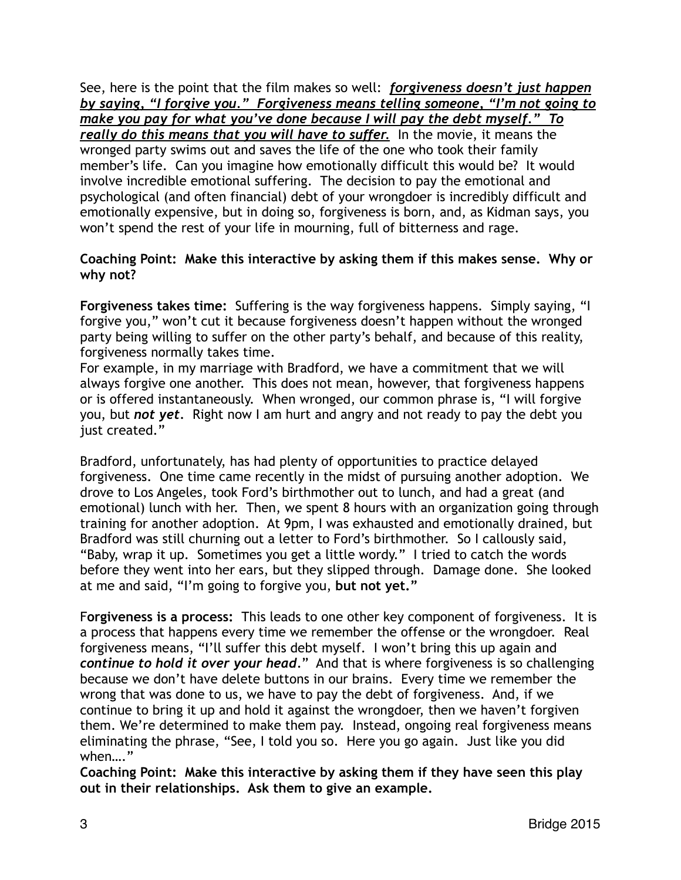See, here is the point that the film makes so well: ***forgiveness doesn't just happen by saying, "I forgive you." Forgiveness means telling someone, "I'm not going to make you pay for what you've done because I will pay the debt myself." To really do this means that you will have to suffer.*** In the movie, it means the wronged party swims out and saves the life of the one who took their family member's life. Can you imagine how emotionally difficult this would be? It would involve incredible emotional suffering. The decision to pay the emotional and psychological (and often financial) debt of your wrongdoer is incredibly difficult and emotionally expensive, but in doing so, forgiveness is born, and, as Kidman says, you won't spend the rest of your life in mourning, full of bitterness and rage.

**Coaching Point: Make this interactive by asking them if this makes sense. Why or why not?**

**Forgiveness takes time:** Suffering is the way forgiveness happens. Simply saying, "I forgive you," won't cut it because forgiveness doesn't happen without the wronged party being willing to suffer on the other party's behalf, and because of this reality, forgiveness normally takes time.

For example, in my marriage with Bradford, we have a commitment that we will always forgive one another. This does not mean, however, that forgiveness happens or is offered instantaneously. When wronged, our common phrase is, "I will forgive you, but ***not yet***. Right now I am hurt and angry and not ready to pay the debt you just created."

Bradford, unfortunately, has had plenty of opportunities to practice delayed forgiveness. One time came recently in the midst of pursuing another adoption. We drove to Los Angeles, took Ford's birthmother out to lunch, and had a great (and emotional) lunch with her. Then, we spent 8 hours with an organization going through training for another adoption. At 9pm, I was exhausted and emotionally drained, but Bradford was still churning out a letter to Ford's birthmother. So I callously said, "Baby, wrap it up. Sometimes you get a little wordy." I tried to catch the words before they went into her ears, but they slipped through. Damage done. She looked at me and said, "I'm going to forgive you, **but not yet.**"

**Forgiveness is a process:** This leads to one other key component of forgiveness. It is a process that happens every time we remember the offense or the wrongdoer. Real forgiveness means, "I'll suffer this debt myself. I won't bring this up again and ***continue to hold it over your head***." And that is where forgiveness is so challenging because we don't have delete buttons in our brains. Every time we remember the wrong that was done to us, we have to pay the debt of forgiveness. And, if we continue to bring it up and hold it against the wrongdoer, then we haven't forgiven them. We're determined to make them pay. Instead, ongoing real forgiveness means eliminating the phrase, "See, I told you so. Here you go again. Just like you did when…."

**Coaching Point: Make this interactive by asking them if they have seen this play out in their relationships. Ask them to give an example.**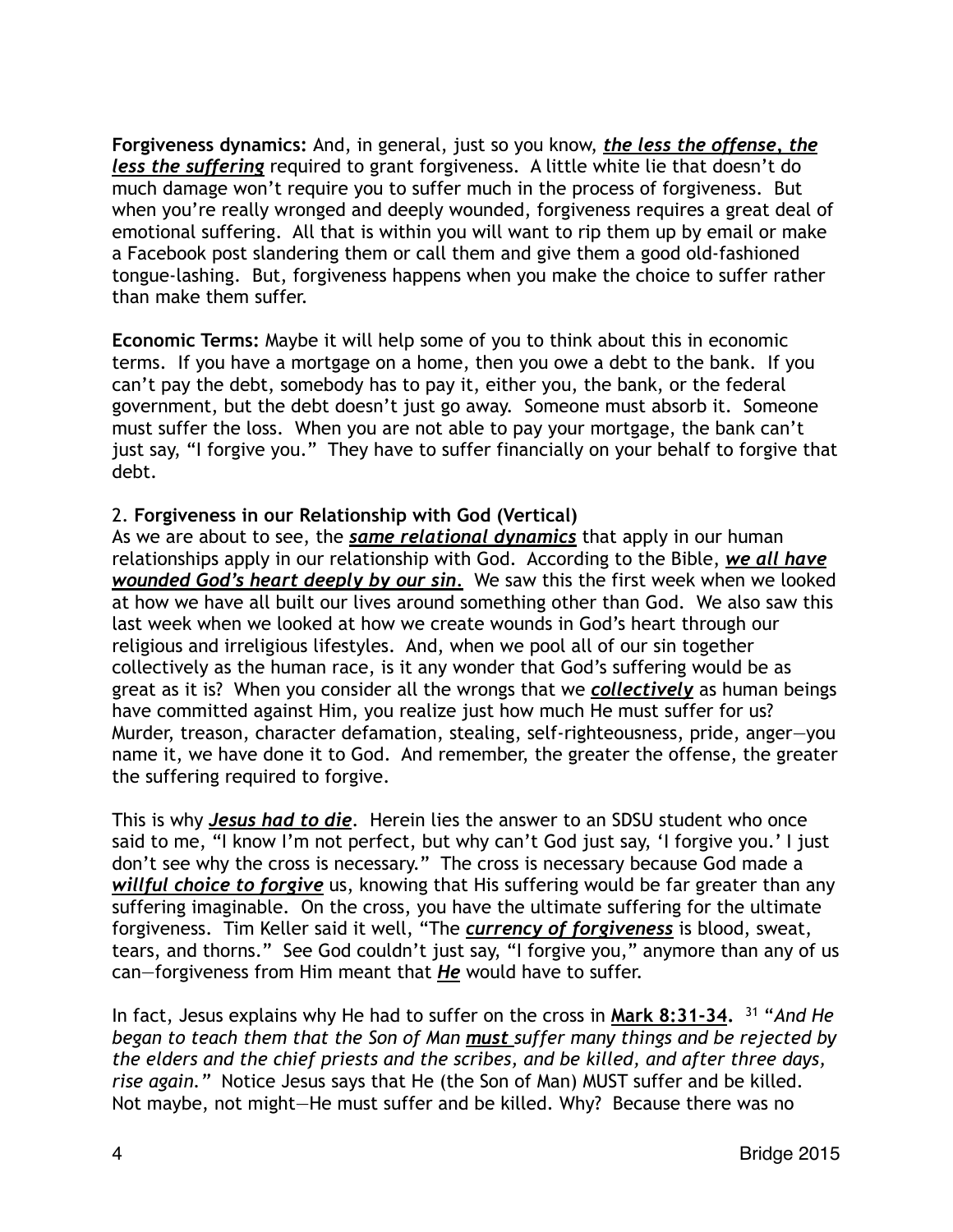**Forgiveness dynamics:** And, in general, just so you know, ***<u>the less the offense, the less the suffering</u>*** required to grant forgiveness. A little white lie that doesn't do much damage won't require you to suffer much in the process of forgiveness. But when you're really wronged and deeply wounded, forgiveness requires a great deal of emotional suffering. All that is within you will want to rip them up by email or make a Facebook post slandering them or call them and give them a good old-fashioned tongue-lashing. But, forgiveness happens when you make the choice to suffer rather than make them suffer.

**Economic Terms:** Maybe it will help some of you to think about this in economic terms. If you have a mortgage on a home, then you owe a debt to the bank. If you can't pay the debt, somebody has to pay it, either you, the bank, or the federal government, but the debt doesn't just go away. Someone must absorb it. Someone must suffer the loss. When you are not able to pay your mortgage, the bank can't just say, "I forgive you." They have to suffer financially on your behalf to forgive that debt.

2. **Forgiveness in our Relationship with God (Vertical)**
As we are about to see, the ***<u>same relational dynamics</u>*** that apply in our human relationships apply in our relationship with God. According to the Bible, ***<u>we all have wounded God's heart deeply by our sin.</u>*** We saw this the first week when we looked at how we have all built our lives around something other than God. We also saw this last week when we looked at how we create wounds in God's heart through our religious and irreligious lifestyles. And, when we pool all of our sin together collectively as the human race, is it any wonder that God's suffering would be as great as it is? When you consider all the wrongs that we ***<u>collectively</u>*** as human beings have committed against Him, you realize just how much He must suffer for us? Murder, treason, character defamation, stealing, self-righteousness, pride, anger—you name it, we have done it to God. And remember, the greater the offense, the greater the suffering required to forgive.

This is why ***<u>Jesus had to die</u>***. Herein lies the answer to an SDSU student who once said to me, "I know I'm not perfect, but why can't God just say, 'I forgive you.' I just don't see why the cross is necessary." The cross is necessary because God made a ***<u>willful choice to forgive</u>*** us, knowing that His suffering would be far greater than any suffering imaginable. On the cross, you have the ultimate suffering for the ultimate forgiveness. Tim Keller said it well, "The ***<u>currency of forgiveness</u>*** is blood, sweat, tears, and thorns." See God couldn't just say, "I forgive you," anymore than any of us can—forgiveness from Him meant that ***<u>He</u>*** would have to suffer.

In fact, Jesus explains why He had to suffer on the cross in **<u>Mark 8:31-34</u>.** [31] "*And He began to teach them that the Son of Man **<u>must</u>** suffer many things and be rejected by the elders and the chief priests and the scribes, and be killed, and after three days, rise again.*" Notice Jesus says that He (the Son of Man) MUST suffer and be killed. Not maybe, not might—He must suffer and be killed. Why? Because there was no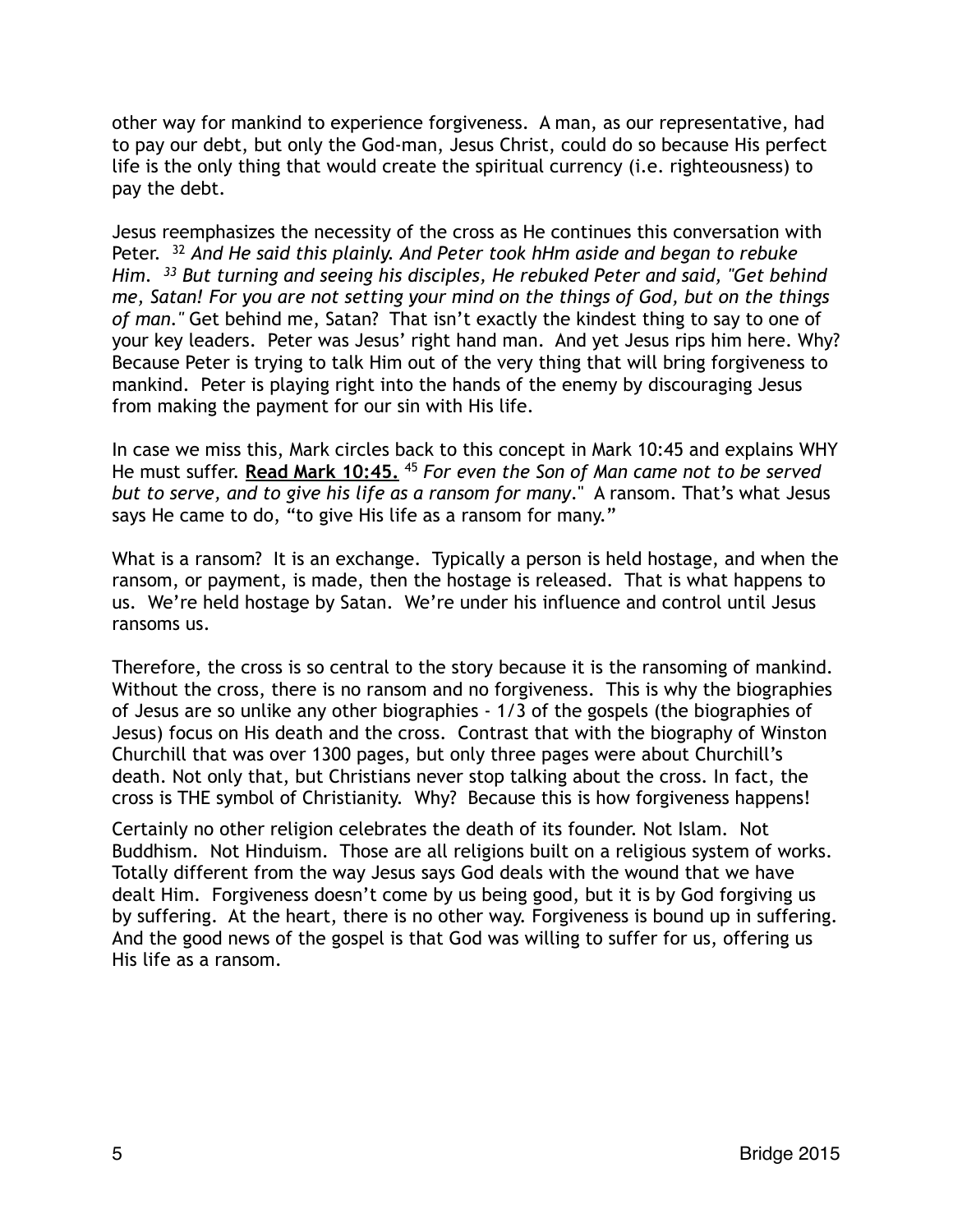other way for mankind to experience forgiveness. A man, as our representative, had to pay our debt, but only the God-man, Jesus Christ, could do so because His perfect life is the only thing that would create the spiritual currency (i.e. righteousness) to pay the debt.

Jesus reemphasizes the necessity of the cross as He continues this conversation with Peter. [32] *And He said this plainly. And Peter took hHm aside and began to rebuke Him. [33] But turning and seeing his disciples, He rebuked Peter and said, "Get behind me, Satan! For you are not setting your mind on the things of God, but on the things of man."* Get behind me, Satan? That isn't exactly the kindest thing to say to one of your key leaders. Peter was Jesus' right hand man. And yet Jesus rips him here. Why? Because Peter is trying to talk Him out of the very thing that will bring forgiveness to mankind. Peter is playing right into the hands of the enemy by discouraging Jesus from making the payment for our sin with His life.

In case we miss this, Mark circles back to this concept in Mark 10:45 and explains WHY He must suffer. **Read Mark 10:45.** [45] *For even the Son of Man came not to be served but to serve, and to give his life as a ransom for many*." A ransom. That's what Jesus says He came to do, "to give His life as a ransom for many."

What is a ransom? It is an exchange. Typically a person is held hostage, and when the ransom, or payment, is made, then the hostage is released. That is what happens to us. We're held hostage by Satan. We're under his influence and control until Jesus ransoms us.

Therefore, the cross is so central to the story because it is the ransoming of mankind. Without the cross, there is no ransom and no forgiveness. This is why the biographies of Jesus are so unlike any other biographies - 1/3 of the gospels (the biographies of Jesus) focus on His death and the cross. Contrast that with the biography of Winston Churchill that was over 1300 pages, but only three pages were about Churchill's death. Not only that, but Christians never stop talking about the cross. In fact, the cross is THE symbol of Christianity. Why? Because this is how forgiveness happens!

Certainly no other religion celebrates the death of its founder. Not Islam. Not Buddhism. Not Hinduism. Those are all religions built on a religious system of works. Totally different from the way Jesus says God deals with the wound that we have dealt Him. Forgiveness doesn't come by us being good, but it is by God forgiving us by suffering. At the heart, there is no other way. Forgiveness is bound up in suffering. And the good news of the gospel is that God was willing to suffer for us, offering us His life as a ransom.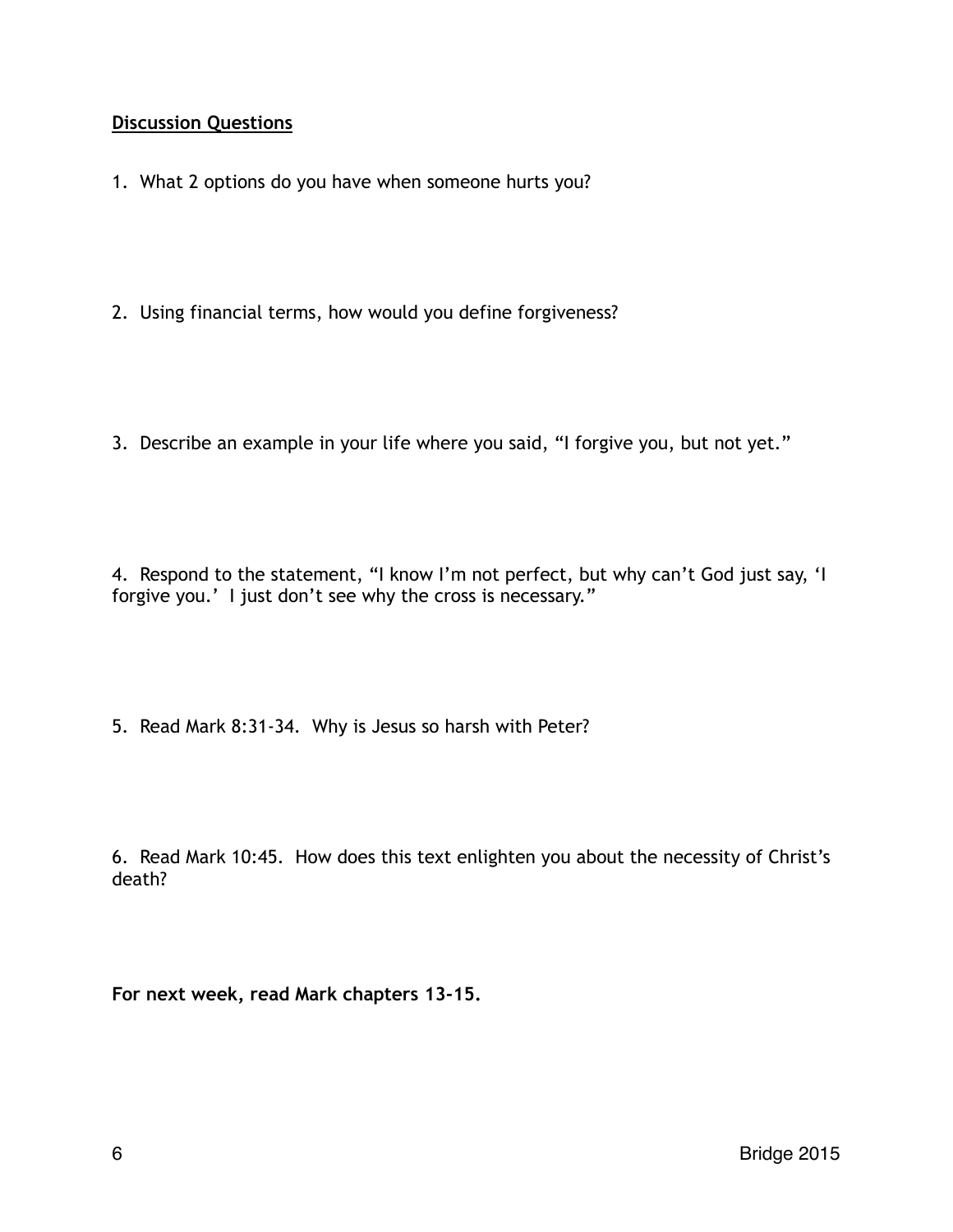**<u>Discussion Questions</u>**

1. What 2 options do you have when someone hurts you?

2. Using financial terms, how would you define forgiveness?

3. Describe an example in your life where you said, “I forgive you, but not yet.”

4. Respond to the statement, “I know I’m not perfect, but why can’t God just say, ‘I forgive you.’ I just don’t see why the cross is necessary.”

5. Read Mark 8:31-34. Why is Jesus so harsh with Peter?

6. Read Mark 10:45. How does this text enlighten you about the necessity of Christ’s death?

**For next week, read Mark chapters 13-15.**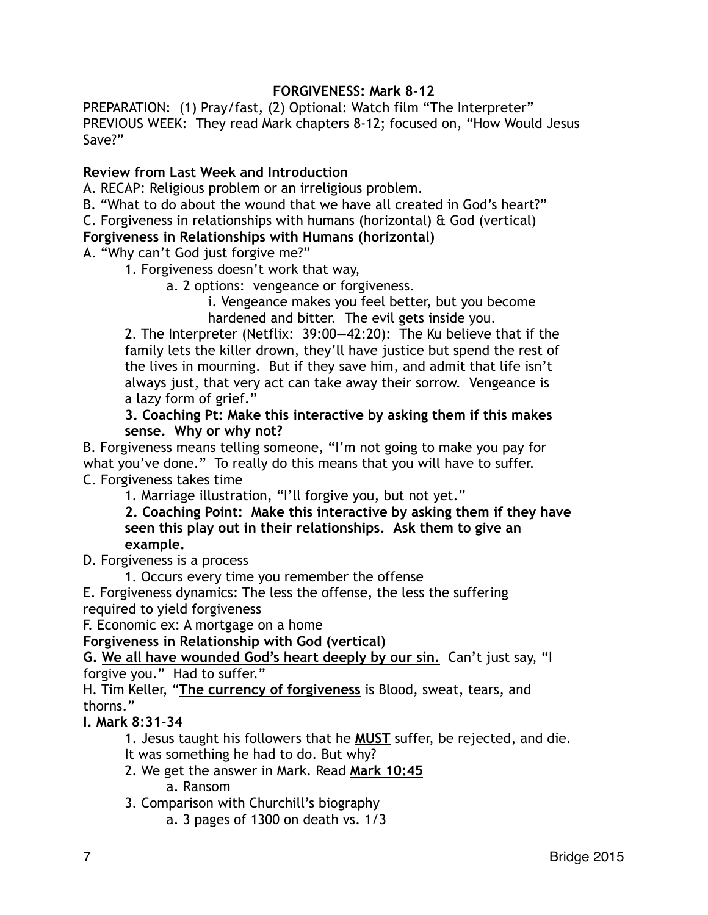# FORGIVENESS: Mark 8-12

PREPARATION: (1) Pray/fast, (2) Optional: Watch film "The Interpreter"
PREVIOUS WEEK: They read Mark chapters 8-12; focused on, "How Would Jesus Save?"

**Review from Last Week and Introduction**

A. RECAP: Religious problem or an irreligious problem.
B. "What to do about the wound that we have all created in God's heart?"
C. Forgiveness in relationships with humans (horizontal) & God (vertical)

**Forgiveness in Relationships with Humans (horizontal)**

A. "Why can't God just forgive me?"
- 1. Forgiveness doesn't work that way,
  - a. 2 options: vengeance or forgiveness.
    - i. Vengeance makes you feel better, but you become hardened and bitter. The evil gets inside you.
- 2. The Interpreter (Netflix: 39:00—42:20): The Ku believe that if the family lets the killer drown, they'll have justice but spend the rest of the lives in mourning. But if they save him, and admit that life isn't always just, that very act can take away their sorrow. Vengeance is a lazy form of grief."
- **3. Coaching Pt: Make this interactive by asking them if this makes sense. Why or why not?**

B. Forgiveness means telling someone, "I'm not going to make you pay for what you've done." To really do this means that you will have to suffer.
C. Forgiveness takes time
- 1. Marriage illustration, "I'll forgive you, but not yet."
- **2. Coaching Point: Make this interactive by asking them if they have seen this play out in their relationships. Ask them to give an example.**

D. Forgiveness is a process
- 1. Occurs every time you remember the offense

E. Forgiveness dynamics: The less the offense, the less the suffering required to yield forgiveness
F. Economic ex: A mortgage on a home

**Forgiveness in Relationship with God (vertical)**

**G. <u>We all have wounded God's heart deeply by our sin.</u>** Can't just say, "I forgive you." Had to suffer."
H. Tim Keller, "**<u>The currency of forgiveness</u>** is Blood, sweat, tears, and thorns."
**I. Mark 8:31-34**
- 1. Jesus taught his followers that he **<u>MUST</u>** suffer, be rejected, and die. It was something he had to do. But why?
- 2. We get the answer in Mark. Read **<u>Mark 10:45</u>**
  - a. Ransom
- 3. Comparison with Churchill's biography
  - a. 3 pages of 1300 on death vs. 1/3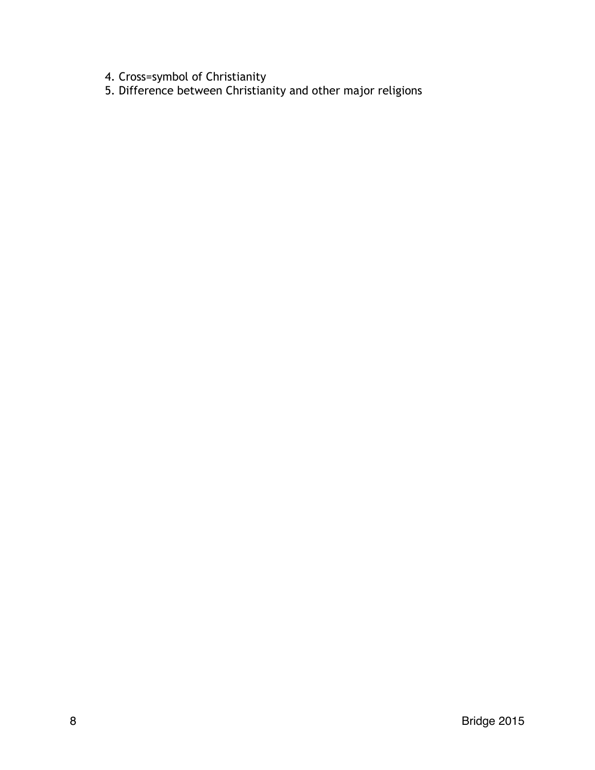4. Cross=symbol of Christianity
5. Difference between Christianity and other major religions